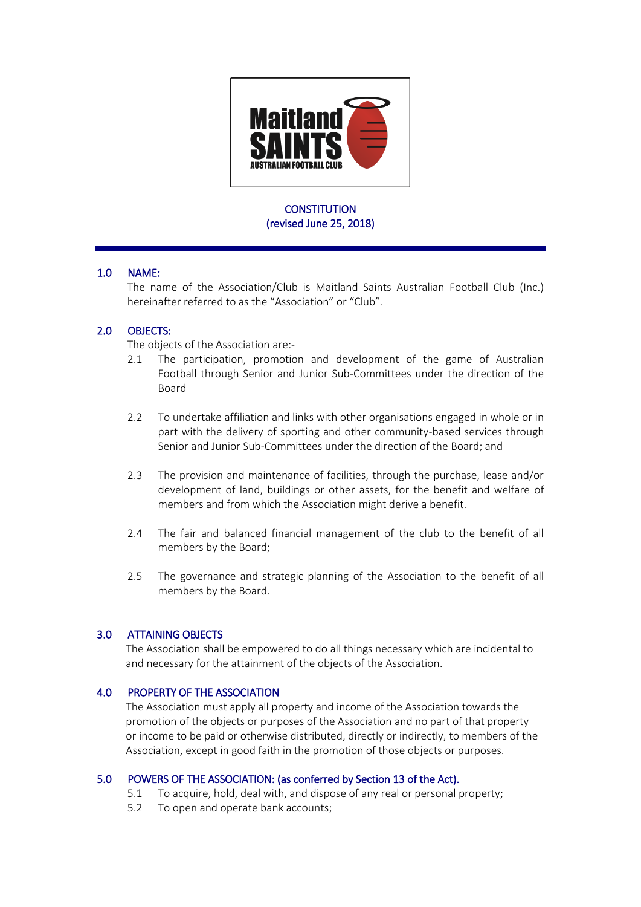# CONSTITUTION
(revised June 25, 2018)

## 1.0 NAME:

The name of the Association/Club is Maitland Saints Australian Football Club (Inc.) hereinafter referred to as the "Association" or "Club".

## 2.0 OBJECTS:

The objects of the Association are:-

2.1 The participation, promotion and development of the game of Australian Football through Senior and Junior Sub-Committees under the direction of the Board

2.2 To undertake affiliation and links with other organisations engaged in whole or in part with the delivery of sporting and other community-based services through Senior and Junior Sub-Committees under the direction of the Board; and

2.3 The provision and maintenance of facilities, through the purchase, lease and/or development of land, buildings or other assets, for the benefit and welfare of members and from which the Association might derive a benefit.

2.4 The fair and balanced financial management of the club to the benefit of all members by the Board;

2.5 The governance and strategic planning of the Association to the benefit of all members by the Board.

## 3.0 ATTAINING OBJECTS

The Association shall be empowered to do all things necessary which are incidental to and necessary for the attainment of the objects of the Association.

## 4.0 PROPERTY OF THE ASSOCIATION

The Association must apply all property and income of the Association towards the promotion of the objects or purposes of the Association and no part of that property or income to be paid or otherwise distributed, directly or indirectly, to members of the Association, except in good faith in the promotion of those objects or purposes.

## 5.0 POWERS OF THE ASSOCIATION: (as conferred by Section 13 of the Act).

5.1 To acquire, hold, deal with, and dispose of any real or personal property;

5.2 To open and operate bank accounts;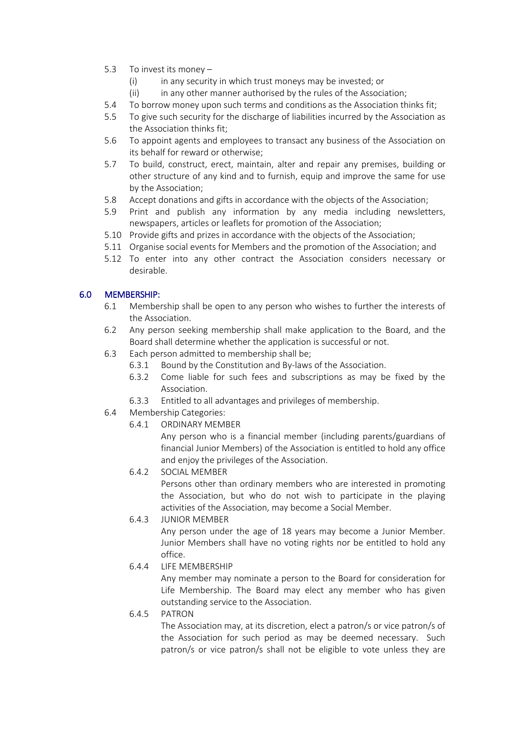5.3 To invest its money –
   - (i) in any security in which trust moneys may be invested; or
   - (ii) in any other manner authorised by the rules of the Association;

5.4 To borrow money upon such terms and conditions as the Association thinks fit;

5.5 To give such security for the discharge of liabilities incurred by the Association as the Association thinks fit;

5.6 To appoint agents and employees to transact any business of the Association on its behalf for reward or otherwise;

5.7 To build, construct, erect, maintain, alter and repair any premises, building or other structure of any kind and to furnish, equip and improve the same for use by the Association;

5.8 Accept donations and gifts in accordance with the objects of the Association;

5.9 Print and publish any information by any media including newsletters, newspapers, articles or leaflets for promotion of the Association;

5.10 Provide gifts and prizes in accordance with the objects of the Association;

5.11 Organise social events for Members and the promotion of the Association; and

5.12 To enter into any other contract the Association considers necessary or desirable.

## 6.0 MEMBERSHIP:

6.1 Membership shall be open to any person who wishes to further the interests of the Association.

6.2 Any person seeking membership shall make application to the Board, and the Board shall determine whether the application is successful or not.

6.3 Each person admitted to membership shall be;

6.3.1 Bound by the Constitution and By-laws of the Association.

6.3.2 Come liable for such fees and subscriptions as may be fixed by the Association.

6.3.3 Entitled to all advantages and privileges of membership.

6.4 Membership Categories:

6.4.1 ORDINARY MEMBER

Any person who is a financial member (including parents/guardians of financial Junior Members) of the Association is entitled to hold any office and enjoy the privileges of the Association.

6.4.2 SOCIAL MEMBER

Persons other than ordinary members who are interested in promoting the Association, but who do not wish to participate in the playing activities of the Association, may become a Social Member.

6.4.3 JUNIOR MEMBER

Any person under the age of 18 years may become a Junior Member. Junior Members shall have no voting rights nor be entitled to hold any office.

6.4.4 LIFE MEMBERSHIP

Any member may nominate a person to the Board for consideration for Life Membership. The Board may elect any member who has given outstanding service to the Association.

6.4.5 PATRON

The Association may, at its discretion, elect a patron/s or vice patron/s of the Association for such period as may be deemed necessary. Such patron/s or vice patron/s shall not be eligible to vote unless they are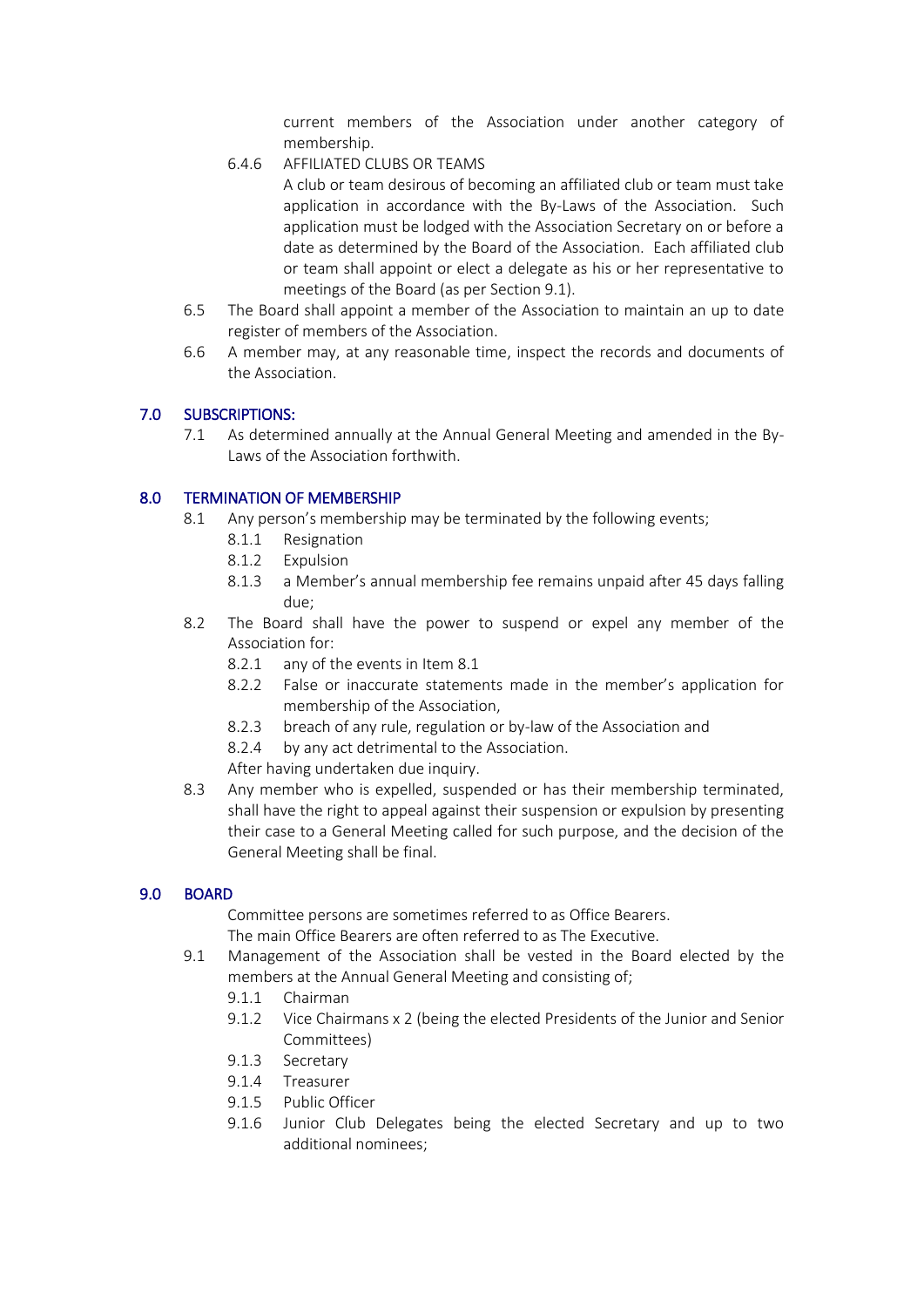current members of the Association under another category of membership.

6.4.6 AFFILIATED CLUBS OR TEAMS

A club or team desirous of becoming an affiliated club or team must take application in accordance with the By-Laws of the Association. Such application must be lodged with the Association Secretary on or before a date as determined by the Board of the Association. Each affiliated club or team shall appoint or elect a delegate as his or her representative to meetings of the Board (as per Section 9.1).

6.5 The Board shall appoint a member of the Association to maintain an up to date register of members of the Association.

6.6 A member may, at any reasonable time, inspect the records and documents of the Association.

## 7.0 SUBSCRIPTIONS:

7.1 As determined annually at the Annual General Meeting and amended in the By-Laws of the Association forthwith.

## 8.0 TERMINATION OF MEMBERSHIP

8.1 Any person's membership may be terminated by the following events;

- 8.1.1 Resignation
- 8.1.2 Expulsion
- 8.1.3 a Member's annual membership fee remains unpaid after 45 days falling due;

8.2 The Board shall have the power to suspend or expel any member of the Association for:

- 8.2.1 any of the events in Item 8.1
- 8.2.2 False or inaccurate statements made in the member's application for membership of the Association,
- 8.2.3 breach of any rule, regulation or by-law of the Association and
- 8.2.4 by any act detrimental to the Association.

After having undertaken due inquiry.

8.3 Any member who is expelled, suspended or has their membership terminated, shall have the right to appeal against their suspension or expulsion by presenting their case to a General Meeting called for such purpose, and the decision of the General Meeting shall be final.

## 9.0 BOARD

Committee persons are sometimes referred to as Office Bearers.
The main Office Bearers are often referred to as The Executive.

9.1 Management of the Association shall be vested in the Board elected by the members at the Annual General Meeting and consisting of;

- 9.1.1 Chairman
- 9.1.2 Vice Chairmans x 2 (being the elected Presidents of the Junior and Senior Committees)
- 9.1.3 Secretary
- 9.1.4 Treasurer
- 9.1.5 Public Officer
- 9.1.6 Junior Club Delegates being the elected Secretary and up to two additional nominees;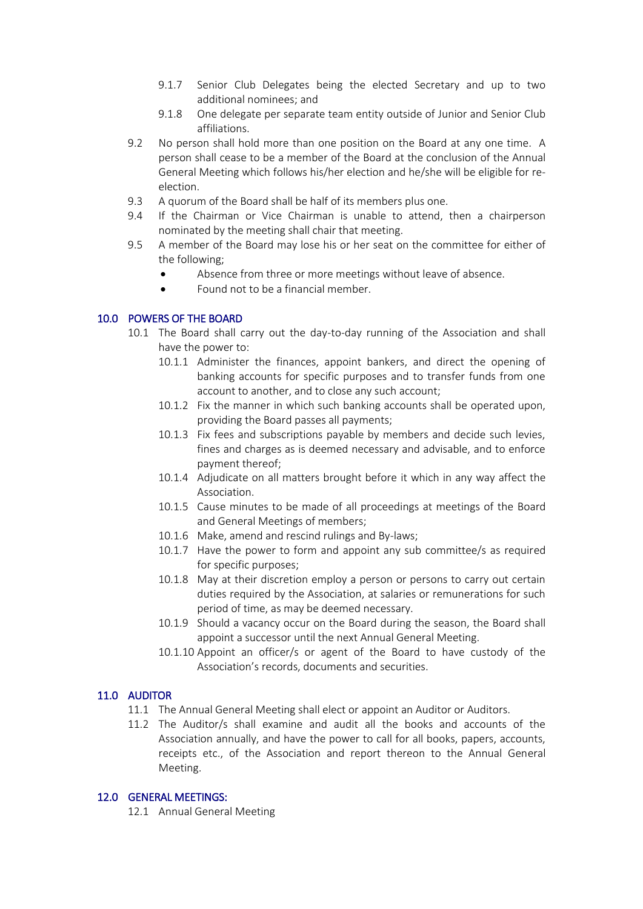9.1.7 Senior Club Delegates being the elected Secretary and up to two additional nominees; and

9.1.8 One delegate per separate team entity outside of Junior and Senior Club affiliations.

9.2 No person shall hold more than one position on the Board at any one time. A person shall cease to be a member of the Board at the conclusion of the Annual General Meeting which follows his/her election and he/she will be eligible for re-election.

9.3 A quorum of the Board shall be half of its members plus one.

9.4 If the Chairman or Vice Chairman is unable to attend, then a chairperson nominated by the meeting shall chair that meeting.

9.5 A member of the Board may lose his or her seat on the committee for either of the following;

- Absence from three or more meetings without leave of absence.
- Found not to be a financial member.

## 10.0 POWERS OF THE BOARD

10.1 The Board shall carry out the day-to-day running of the Association and shall have the power to:

10.1.1 Administer the finances, appoint bankers, and direct the opening of banking accounts for specific purposes and to transfer funds from one account to another, and to close any such account;

10.1.2 Fix the manner in which such banking accounts shall be operated upon, providing the Board passes all payments;

10.1.3 Fix fees and subscriptions payable by members and decide such levies, fines and charges as is deemed necessary and advisable, and to enforce payment thereof;

10.1.4 Adjudicate on all matters brought before it which in any way affect the Association.

10.1.5 Cause minutes to be made of all proceedings at meetings of the Board and General Meetings of members;

10.1.6 Make, amend and rescind rulings and By-laws;

10.1.7 Have the power to form and appoint any sub committee/s as required for specific purposes;

10.1.8 May at their discretion employ a person or persons to carry out certain duties required by the Association, at salaries or remunerations for such period of time, as may be deemed necessary.

10.1.9 Should a vacancy occur on the Board during the season, the Board shall appoint a successor until the next Annual General Meeting.

10.1.10 Appoint an officer/s or agent of the Board to have custody of the Association's records, documents and securities.

## 11.0 AUDITOR

11.1 The Annual General Meeting shall elect or appoint an Auditor or Auditors.

11.2 The Auditor/s shall examine and audit all the books and accounts of the Association annually, and have the power to call for all books, papers, accounts, receipts etc., of the Association and report thereon to the Annual General Meeting.

## 12.0 GENERAL MEETINGS:

12.1 Annual General Meeting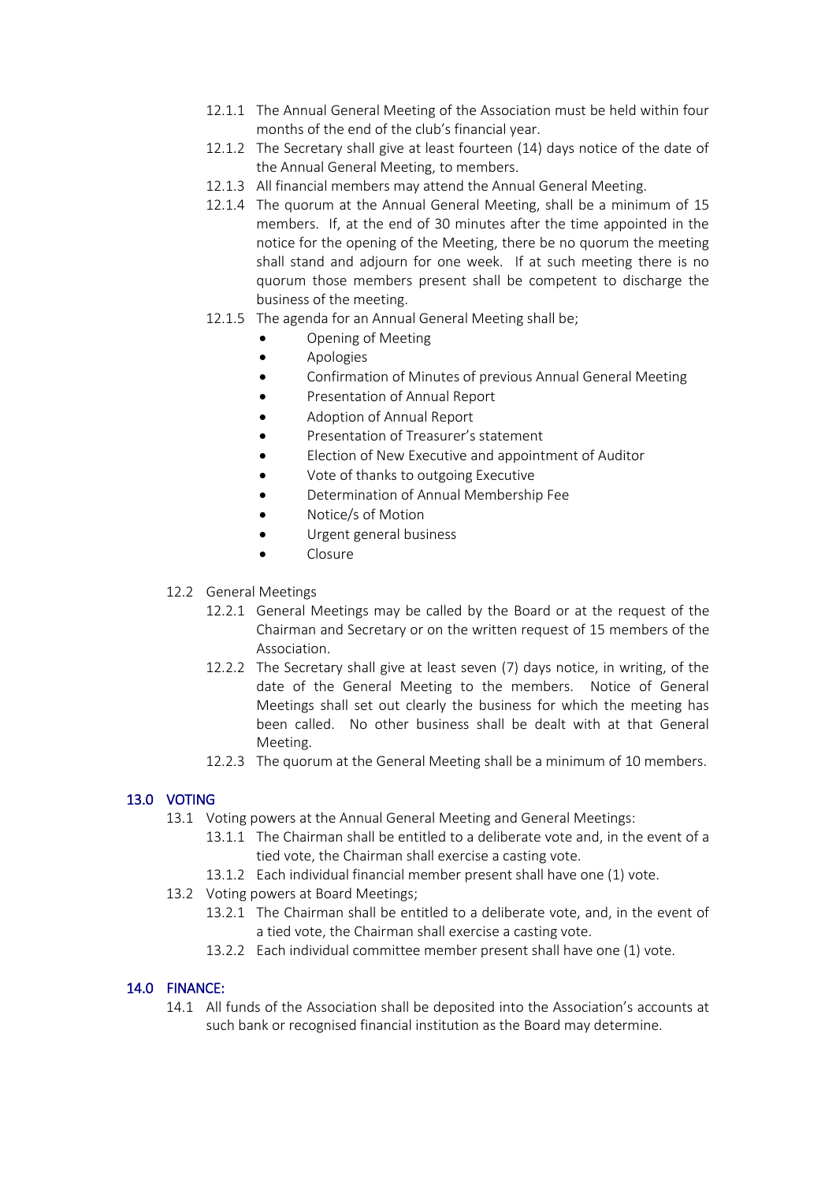12.1.1 The Annual General Meeting of the Association must be held within four months of the end of the club's financial year.

12.1.2 The Secretary shall give at least fourteen (14) days notice of the date of the Annual General Meeting, to members.

12.1.3 All financial members may attend the Annual General Meeting.

12.1.4 The quorum at the Annual General Meeting, shall be a minimum of 15 members. If, at the end of 30 minutes after the time appointed in the notice for the opening of the Meeting, there be no quorum the meeting shall stand and adjourn for one week. If at such meeting there is no quorum those members present shall be competent to discharge the business of the meeting.

12.1.5 The agenda for an Annual General Meeting shall be;

- Opening of Meeting
- Apologies
- Confirmation of Minutes of previous Annual General Meeting
- Presentation of Annual Report
- Adoption of Annual Report
- Presentation of Treasurer's statement
- Election of New Executive and appointment of Auditor
- Vote of thanks to outgoing Executive
- Determination of Annual Membership Fee
- Notice/s of Motion
- Urgent general business
- Closure

12.2 General Meetings

12.2.1 General Meetings may be called by the Board or at the request of the Chairman and Secretary or on the written request of 15 members of the Association.

12.2.2 The Secretary shall give at least seven (7) days notice, in writing, of the date of the General Meeting to the members. Notice of General Meetings shall set out clearly the business for which the meeting has been called. No other business shall be dealt with at that General Meeting.

12.2.3 The quorum at the General Meeting shall be a minimum of 10 members.

## 13.0 VOTING

13.1 Voting powers at the Annual General Meeting and General Meetings:

13.1.1 The Chairman shall be entitled to a deliberate vote and, in the event of a tied vote, the Chairman shall exercise a casting vote.

13.1.2 Each individual financial member present shall have one (1) vote.

13.2 Voting powers at Board Meetings;

13.2.1 The Chairman shall be entitled to a deliberate vote, and, in the event of a tied vote, the Chairman shall exercise a casting vote.

13.2.2 Each individual committee member present shall have one (1) vote.

## 14.0 FINANCE:

14.1 All funds of the Association shall be deposited into the Association's accounts at such bank or recognised financial institution as the Board may determine.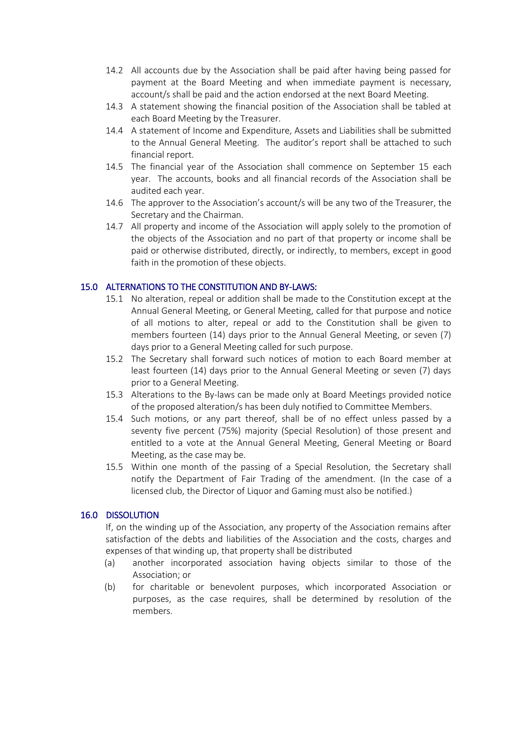14.2 All accounts due by the Association shall be paid after having being passed for payment at the Board Meeting and when immediate payment is necessary, account/s shall be paid and the action endorsed at the next Board Meeting.

14.3 A statement showing the financial position of the Association shall be tabled at each Board Meeting by the Treasurer.

14.4 A statement of Income and Expenditure, Assets and Liabilities shall be submitted to the Annual General Meeting. The auditor's report shall be attached to such financial report.

14.5 The financial year of the Association shall commence on September 15 each year. The accounts, books and all financial records of the Association shall be audited each year.

14.6 The approver to the Association's account/s will be any two of the Treasurer, the Secretary and the Chairman.

14.7 All property and income of the Association will apply solely to the promotion of the objects of the Association and no part of that property or income shall be paid or otherwise distributed, directly, or indirectly, to members, except in good faith in the promotion of these objects.

## 15.0 ALTERNATIONS TO THE CONSTITUTION AND BY-LAWS:

15.1 No alteration, repeal or addition shall be made to the Constitution except at the Annual General Meeting, or General Meeting, called for that purpose and notice of all motions to alter, repeal or add to the Constitution shall be given to members fourteen (14) days prior to the Annual General Meeting, or seven (7) days prior to a General Meeting called for such purpose.

15.2 The Secretary shall forward such notices of motion to each Board member at least fourteen (14) days prior to the Annual General Meeting or seven (7) days prior to a General Meeting.

15.3 Alterations to the By-laws can be made only at Board Meetings provided notice of the proposed alteration/s has been duly notified to Committee Members.

15.4 Such motions, or any part thereof, shall be of no effect unless passed by a seventy five percent (75%) majority (Special Resolution) of those present and entitled to a vote at the Annual General Meeting, General Meeting or Board Meeting, as the case may be.

15.5 Within one month of the passing of a Special Resolution, the Secretary shall notify the Department of Fair Trading of the amendment. (In the case of a licensed club, the Director of Liquor and Gaming must also be notified.)

## 16.0 DISSOLUTION

If, on the winding up of the Association, any property of the Association remains after satisfaction of the debts and liabilities of the Association and the costs, charges and expenses of that winding up, that property shall be distributed

(a) another incorporated association having objects similar to those of the Association; or

(b) for charitable or benevolent purposes, which incorporated Association or purposes, as the case requires, shall be determined by resolution of the members.